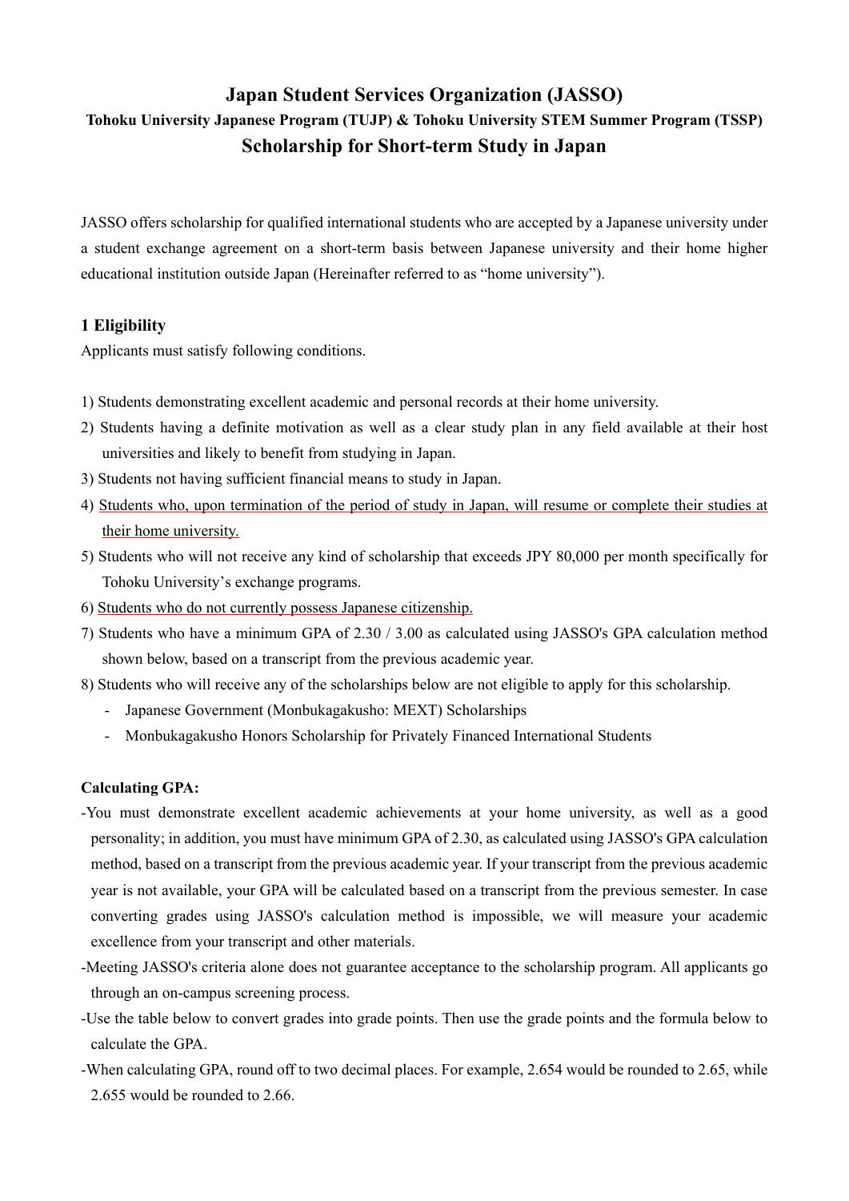# Japan Student Services Organization (JASSO)

### Tohoku University Japanese Program (TUJP) & Tohoku University STEM Summer Program (TSSP)

## Scholarship for Short-term Study in Japan

JASSO offers scholarship for qualified international students who are accepted by a Japanese university under a student exchange agreement on a short-term basis between Japanese university and their home higher educational institution outside Japan (Hereinafter referred to as "home university").

### 1 Eligibility

Applicants must satisfy following conditions.

1) Students demonstrating excellent academic and personal records at their home university.
2) Students having a definite motivation as well as a clear study plan in any field available at their host universities and likely to benefit from studying in Japan.
3) Students not having sufficient financial means to study in Japan.
4) <u>Students who, upon termination of the period of study in Japan, will resume or complete their studies at their home university.</u>
5) Students who will not receive any kind of scholarship that exceeds JPY 80,000 per month specifically for Tohoku University's exchange programs.
6) <u>Students who do not currently possess Japanese citizenship.</u>
7) Students who have a minimum GPA of 2.30 / 3.00 as calculated using JASSO's GPA calculation method shown below, based on a transcript from the previous academic year.
8) Students who will receive any of the scholarships below are not eligible to apply for this scholarship.
   - Japanese Government (Monbukagakusho: MEXT) Scholarships
   - Monbukagakusho Honors Scholarship for Privately Financed International Students

**Calculating GPA:**

- You must demonstrate excellent academic achievements at your home university, as well as a good personality; in addition, you must have minimum GPA of 2.30, as calculated using JASSO's GPA calculation method, based on a transcript from the previous academic year. If your transcript from the previous academic year is not available, your GPA will be calculated based on a transcript from the previous semester. In case converting grades using JASSO's calculation method is impossible, we will measure your academic excellence from your transcript and other materials.
- Meeting JASSO's criteria alone does not guarantee acceptance to the scholarship program. All applicants go through an on-campus screening process.
- Use the table below to convert grades into grade points. Then use the grade points and the formula below to calculate the GPA.
- When calculating GPA, round off to two decimal places. For example, 2.654 would be rounded to 2.65, while 2.655 would be rounded to 2.66.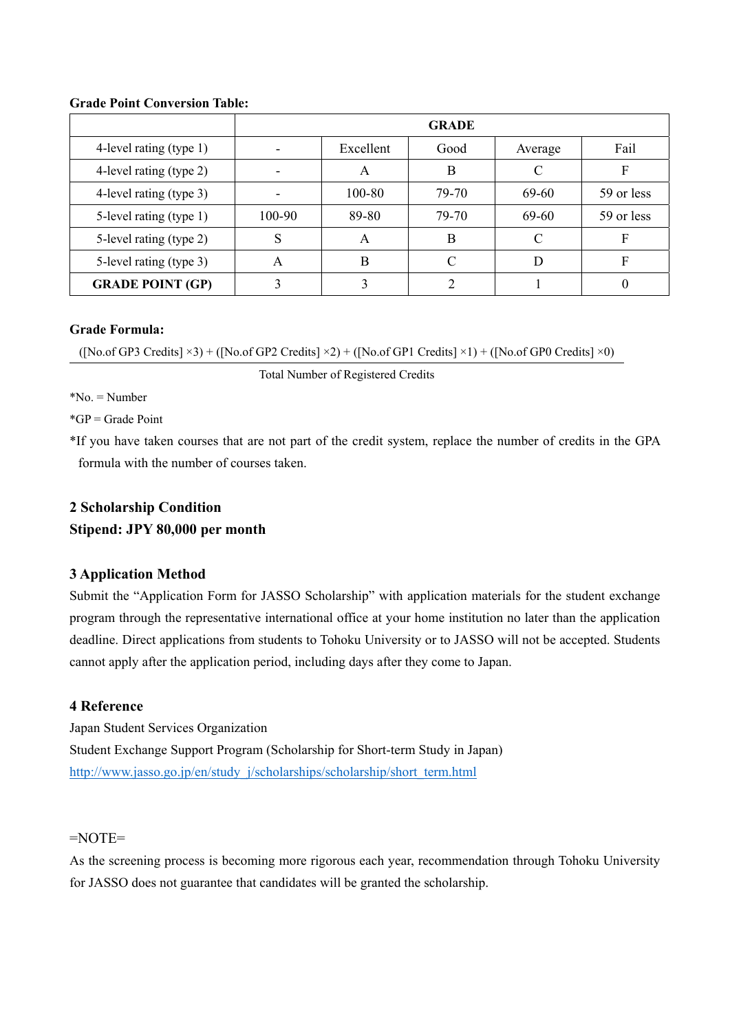**Grade Point Conversion Table:**

| | GRADE | | | | |
|---|---|---|---|---|---|
| 4-level rating (type 1) | - | Excellent | Good | Average | Fail |
| 4-level rating (type 2) | - | A | B | C | F |
| 4-level rating (type 3) | - | 100-80 | 79-70 | 69-60 | 59 or less |
| 5-level rating (type 1) | 100-90 | 89-80 | 79-70 | 69-60 | 59 or less |
| 5-level rating (type 2) | S | A | B | C | F |
| 5-level rating (type 3) | A | B | C | D | F |
| **GRADE POINT (GP)** | 3 | 3 | 2 | 1 | 0 |

**Grade Formula:**

$$\frac{([\text{No.of GP3 Credits}] \times 3) + ([\text{No.of GP2 Credits}] \times 2) + ([\text{No.of GP1 Credits}] \times 1) + ([\text{No.of GP0 Credits}] \times 0)}{\text{Total Number of Registered Credits}}$$

*No. = Number

*GP = Grade Point

*If you have taken courses that are not part of the credit system, replace the number of credits in the GPA formula with the number of courses taken.

## 2 Scholarship Condition

## Stipend: JPY 80,000 per month

## 3 Application Method

Submit the “Application Form for JASSO Scholarship” with application materials for the student exchange program through the representative international office at your home institution no later than the application deadline. Direct applications from students to Tohoku University or to JASSO will not be accepted. Students cannot apply after the application period, including days after they come to Japan.

## 4 Reference

Japan Student Services Organization

Student Exchange Support Program (Scholarship for Short-term Study in Japan)

http://www.jasso.go.jp/en/study_j/scholarships/scholarship/short_term.html

=NOTE=

As the screening process is becoming more rigorous each year, recommendation through Tohoku University for JASSO does not guarantee that candidates will be granted the scholarship.